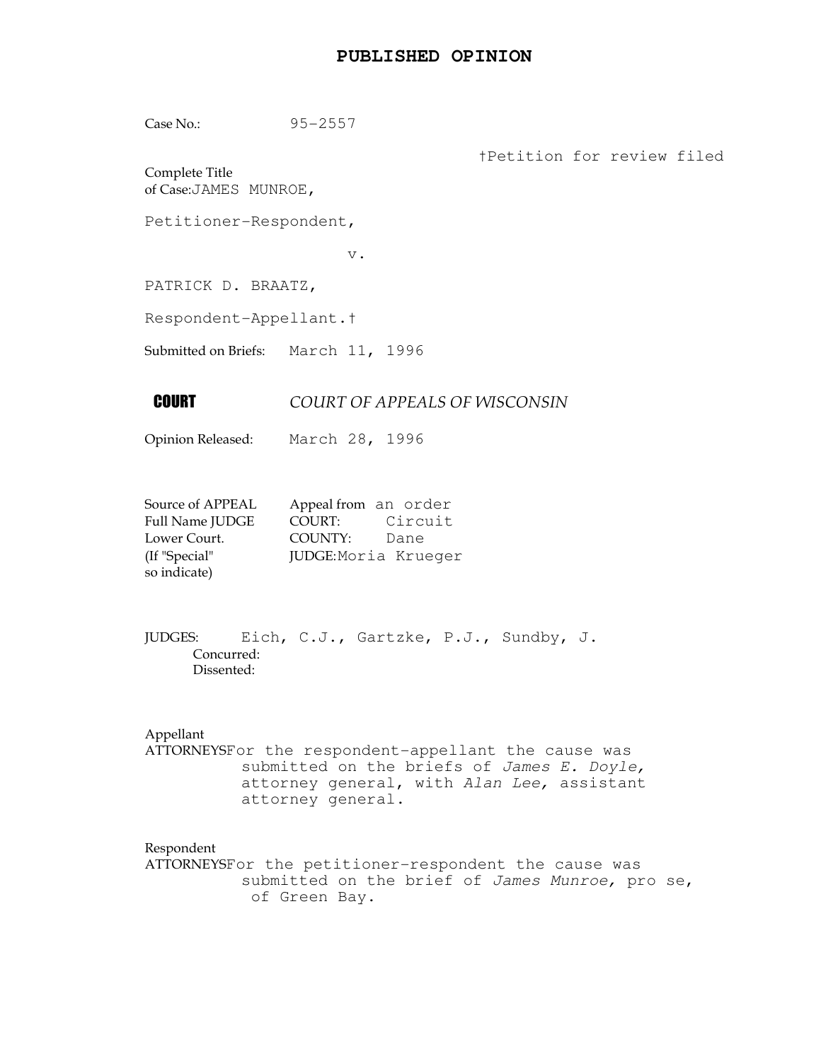# PUBLISHED OPINION

Case No.: 95-2557

†Petition for review filed

Complete Title of Case: JAMES MUNROE,

Petitioner-Respondent,

v.

PATRICK D. BRAATZ,

Respondent-Appellant.†

Submitted on Briefs: March 11, 1996

**COURT** *COURT OF APPEALS OF WISCONSIN*

Opinion Released: March 28, 1996

Source of APPEAL Appeal from an order
Full Name JUDGE COURT: Circuit
Lower Court. COUNTY: Dane
(If "Special" JUDGE: Moria Krueger
so indicate)

JUDGES: Eich, C.J., Gartzke, P.J., Sundby, J.
Concurred:
Dissented:

Appellant
ATTORNEYS For the respondent-appellant the cause was submitted on the briefs of *James E. Doyle,* attorney general, with *Alan Lee,* assistant attorney general.

Respondent
ATTORNEYS For the petitioner-respondent the cause was submitted on the brief of *James Munroe,* pro se, of Green Bay.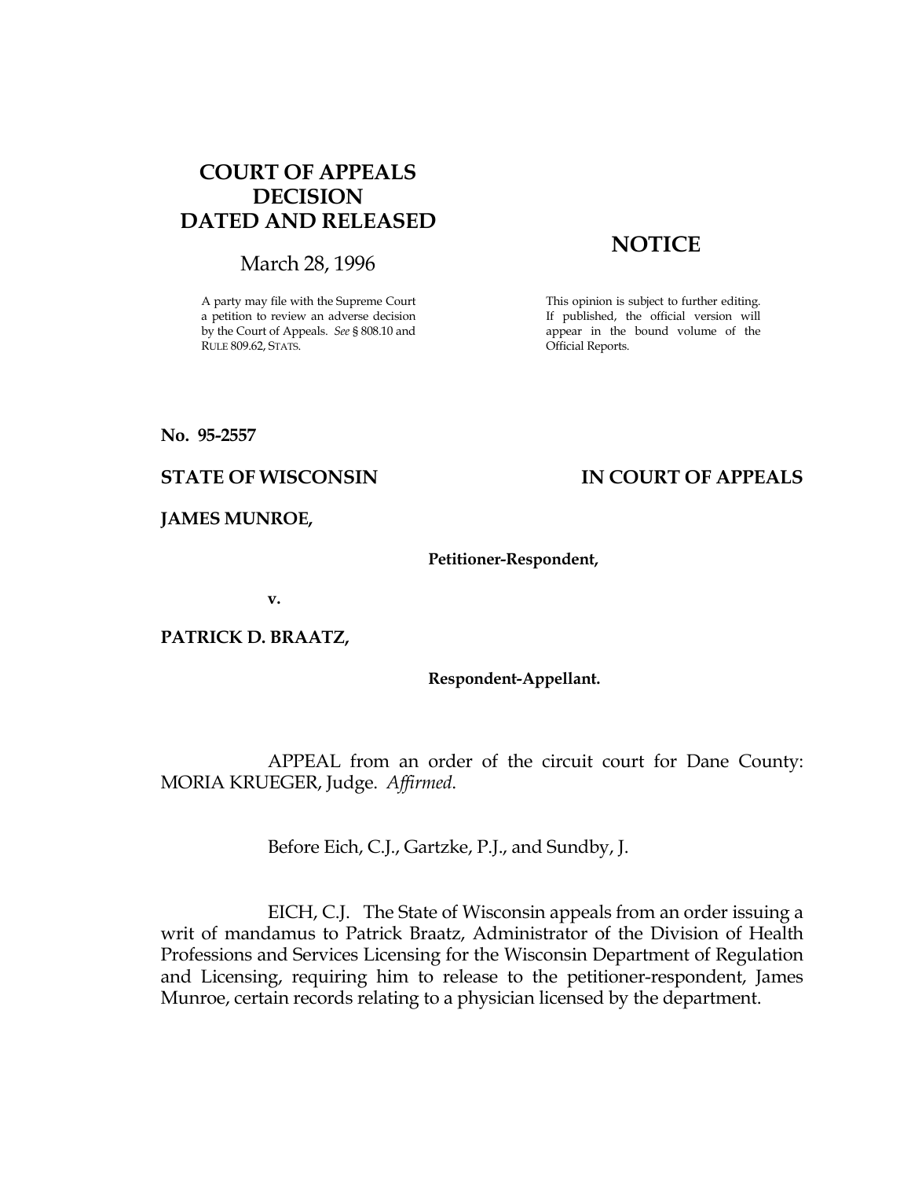# COURT OF APPEALS DECISION DATED AND RELEASED

March 28, 1996

A party may file with the Supreme Court a petition to review an adverse decision by the Court of Appeals. *See* § 808.10 and RULE 809.62, STATS.

## NOTICE

This opinion is subject to further editing. If published, the official version will appear in the bound volume of the Official Reports.

**No. 95-2557**

**STATE OF WISCONSIN** **IN COURT OF APPEALS**

**JAMES MUNROE,**

**Petitioner-Respondent,**

**v.**

**PATRICK D. BRAATZ,**

**Respondent-Appellant.**

APPEAL from an order of the circuit court for Dane County: MORIA KRUEGER, Judge. *Affirmed*.

Before Eich, C.J., Gartzke, P.J., and Sundby, J.

EICH, C.J. The State of Wisconsin appeals from an order issuing a writ of mandamus to Patrick Braatz, Administrator of the Division of Health Professions and Services Licensing for the Wisconsin Department of Regulation and Licensing, requiring him to release to the petitioner-respondent, James Munroe, certain records relating to a physician licensed by the department.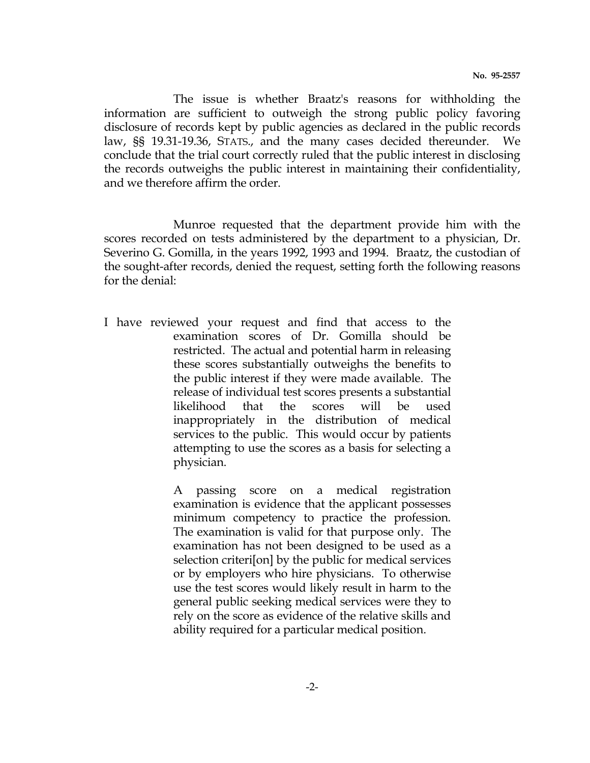The issue is whether Braatz's reasons for withholding the information are sufficient to outweigh the strong public policy favoring disclosure of records kept by public agencies as declared in the public records law, §§ 19.31-19.36, STATS., and the many cases decided thereunder. We conclude that the trial court correctly ruled that the public interest in disclosing the records outweighs the public interest in maintaining their confidentiality, and we therefore affirm the order.

Munroe requested that the department provide him with the scores recorded on tests administered by the department to a physician, Dr. Severino G. Gomilla, in the years 1992, 1993 and 1994. Braatz, the custodian of the sought-after records, denied the request, setting forth the following reasons for the denial:

> I have reviewed your request and find that access to the examination scores of Dr. Gomilla should be restricted. The actual and potential harm in releasing these scores substantially outweighs the benefits to the public interest if they were made available. The release of individual test scores presents a substantial likelihood that the scores will be used inappropriately in the distribution of medical services to the public. This would occur by patients attempting to use the scores as a basis for selecting a physician.
>
> A passing score on a medical registration examination is evidence that the applicant possesses minimum competency to practice the profession. The examination is valid for that purpose only. The examination has not been designed to be used as a selection criteri[on] by the public for medical services or by employers who hire physicians. To otherwise use the test scores would likely result in harm to the general public seeking medical services were they to rely on the score as evidence of the relative skills and ability required for a particular medical position.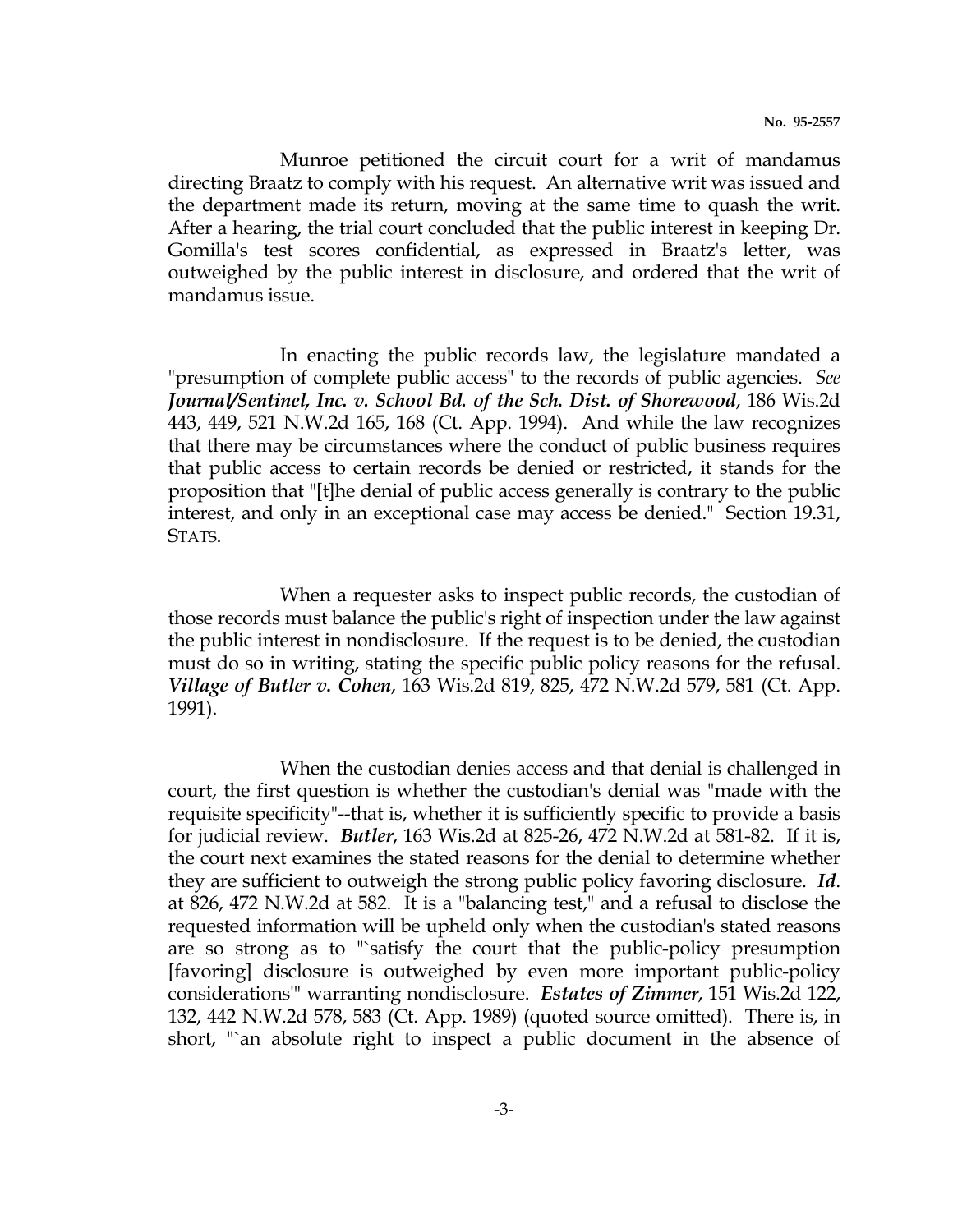Munroe petitioned the circuit court for a writ of mandamus directing Braatz to comply with his request. An alternative writ was issued and the department made its return, moving at the same time to quash the writ. After a hearing, the trial court concluded that the public interest in keeping Dr. Gomilla's test scores confidential, as expressed in Braatz's letter, was outweighed by the public interest in disclosure, and ordered that the writ of mandamus issue.

In enacting the public records law, the legislature mandated a "presumption of complete public access" to the records of public agencies. *See* ***Journal/Sentinel, Inc. v. School Bd. of the Sch. Dist. of Shorewood***, 186 Wis.2d 443, 449, 521 N.W.2d 165, 168 (Ct. App. 1994). And while the law recognizes that there may be circumstances where the conduct of public business requires that public access to certain records be denied or restricted, it stands for the proposition that "[t]he denial of public access generally is contrary to the public interest, and only in an exceptional case may access be denied." Section 19.31, STATS.

When a requester asks to inspect public records, the custodian of those records must balance the public's right of inspection under the law against the public interest in nondisclosure. If the request is to be denied, the custodian must do so in writing, stating the specific public policy reasons for the refusal. ***Village of Butler v. Cohen***, 163 Wis.2d 819, 825, 472 N.W.2d 579, 581 (Ct. App. 1991).

When the custodian denies access and that denial is challenged in court, the first question is whether the custodian's denial was "made with the requisite specificity"--that is, whether it is sufficiently specific to provide a basis for judicial review. ***Butler***, 163 Wis.2d at 825-26, 472 N.W.2d at 581-82. If it is, the court next examines the stated reasons for the denial to determine whether they are sufficient to outweigh the strong public policy favoring disclosure. ***Id***. at 826, 472 N.W.2d at 582. It is a "balancing test," and a refusal to disclose the requested information will be upheld only when the custodian's stated reasons are so strong as to "`satisfy the court that the public-policy presumption [favoring] disclosure is outweighed by even more important public-policy considerations'" warranting nondisclosure. ***Estates of Zimmer***, 151 Wis.2d 122, 132, 442 N.W.2d 578, 583 (Ct. App. 1989) (quoted source omitted). There is, in short, "`an absolute right to inspect a public document in the absence of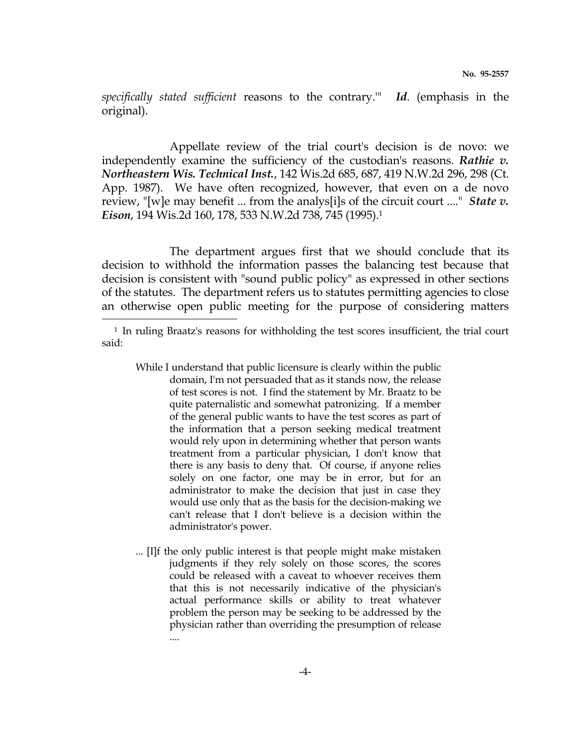*specifically stated sufficient* reasons to the contrary.'" ***Id***. (emphasis in the original).

Appellate review of the trial court's decision is de novo: we independently examine the sufficiency of the custodian's reasons. ***Rathie v. Northeastern Wis. Technical Inst.***, 142 Wis.2d 685, 687, 419 N.W.2d 296, 298 (Ct. App. 1987). We have often recognized, however, that even on a de novo review, "[w]e may benefit ... from the analys[i]s of the circuit court ...." ***State v. Eison***, 194 Wis.2d 160, 178, 533 N.W.2d 738, 745 (1995).[1]

The department argues first that we should conclude that its decision to withhold the information passes the balancing test because that decision is consistent with "sound public policy" as expressed in other sections of the statutes. The department refers us to statutes permitting agencies to close an otherwise open public meeting for the purpose of considering matters

---

[1] In ruling Braatz's reasons for withholding the test scores insufficient, the trial court said:

> While I understand that public licensure is clearly within the public domain, I'm not persuaded that as it stands now, the release of test scores is not. I find the statement by Mr. Braatz to be quite paternalistic and somewhat patronizing. If a member of the general public wants to have the test scores as part of the information that a person seeking medical treatment would rely upon in determining whether that person wants treatment from a particular physician, I don't know that there is any basis to deny that. Of course, if anyone relies solely on one factor, one may be in error, but for an administrator to make the decision that just in case they would use only that as the basis for the decision-making we can't release that I don't believe is a decision within the administrator's power.
>
> ... [I]f the only public interest is that people might make mistaken judgments if they rely solely on those scores, the scores could be released with a caveat to whoever receives them that this is not necessarily indicative of the physician's actual performance skills or ability to treat whatever problem the person may be seeking to be addressed by the physician rather than overriding the presumption of release ....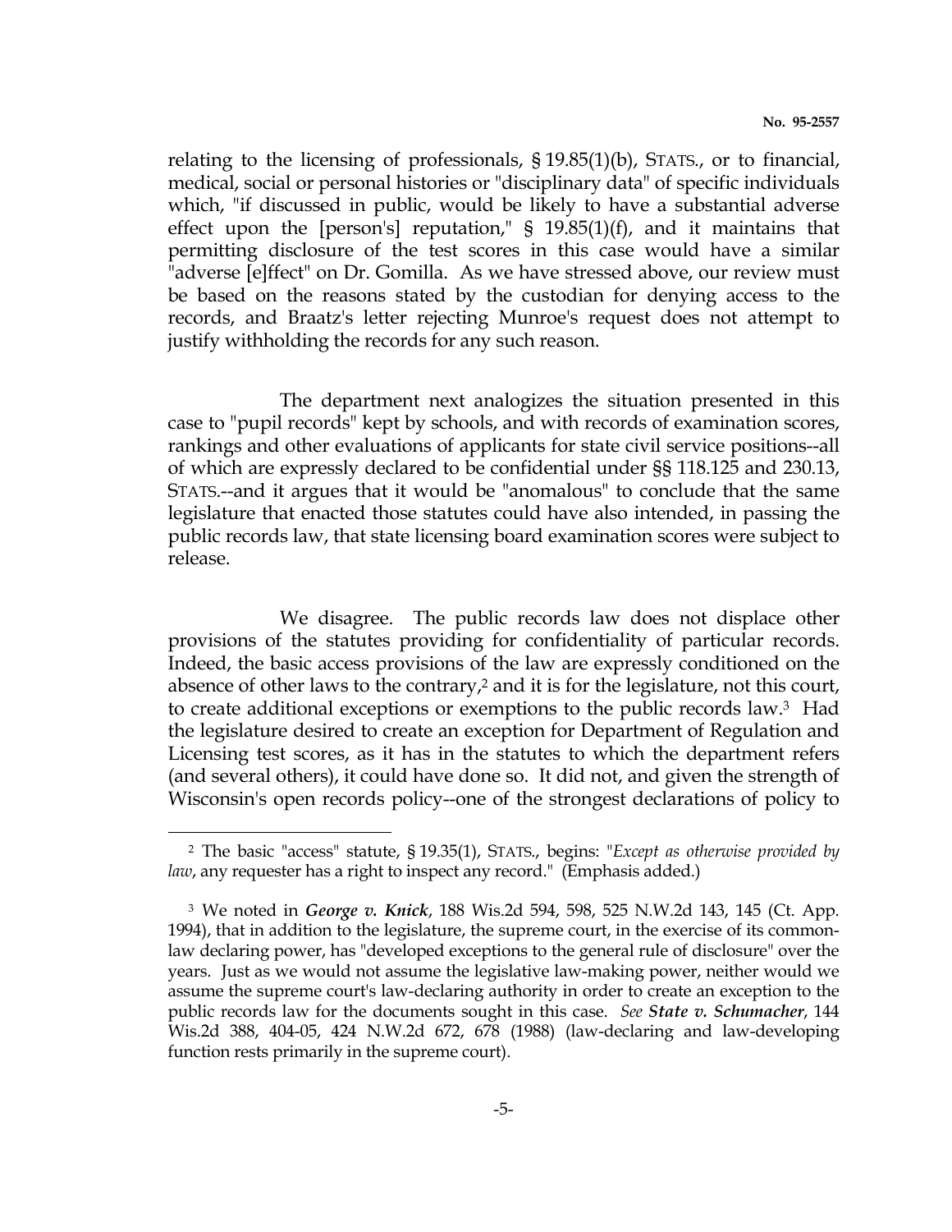relating to the licensing of professionals, § 19.85(1)(b), STATS., or to financial, medical, social or personal histories or "disciplinary data" of specific individuals which, "if discussed in public, would be likely to have a substantial adverse effect upon the [person's] reputation," § 19.85(1)(f), and it maintains that permitting disclosure of the test scores in this case would have a similar "adverse [e]ffect" on Dr. Gomilla. As we have stressed above, our review must be based on the reasons stated by the custodian for denying access to the records, and Braatz's letter rejecting Munroe's request does not attempt to justify withholding the records for any such reason.

The department next analogizes the situation presented in this case to "pupil records" kept by schools, and with records of examination scores, rankings and other evaluations of applicants for state civil service positions--all of which are expressly declared to be confidential under §§ 118.125 and 230.13, STATS.--and it argues that it would be "anomalous" to conclude that the same legislature that enacted those statutes could have also intended, in passing the public records law, that state licensing board examination scores were subject to release.

We disagree. The public records law does not displace other provisions of the statutes providing for confidentiality of particular records. Indeed, the basic access provisions of the law are expressly conditioned on the absence of other laws to the contrary,[2] and it is for the legislature, not this court, to create additional exceptions or exemptions to the public records law.[3] Had the legislature desired to create an exception for Department of Regulation and Licensing test scores, as it has in the statutes to which the department refers (and several others), it could have done so. It did not, and given the strength of Wisconsin's open records policy--one of the strongest declarations of policy to

---

[2] The basic "access" statute, § 19.35(1), STATS., begins: "*Except as otherwise provided by law*, any requester has a right to inspect any record." (Emphasis added.)

[3] We noted in ***George v. Knick***, 188 Wis.2d 594, 598, 525 N.W.2d 143, 145 (Ct. App. 1994), that in addition to the legislature, the supreme court, in the exercise of its common-law declaring power, has "developed exceptions to the general rule of disclosure" over the years. Just as we would not assume the legislative law-making power, neither would we assume the supreme court's law-declaring authority in order to create an exception to the public records law for the documents sought in this case. *See* ***State v. Schumacher***, 144 Wis.2d 388, 404-05, 424 N.W.2d 672, 678 (1988) (law-declaring and law-developing function rests primarily in the supreme court).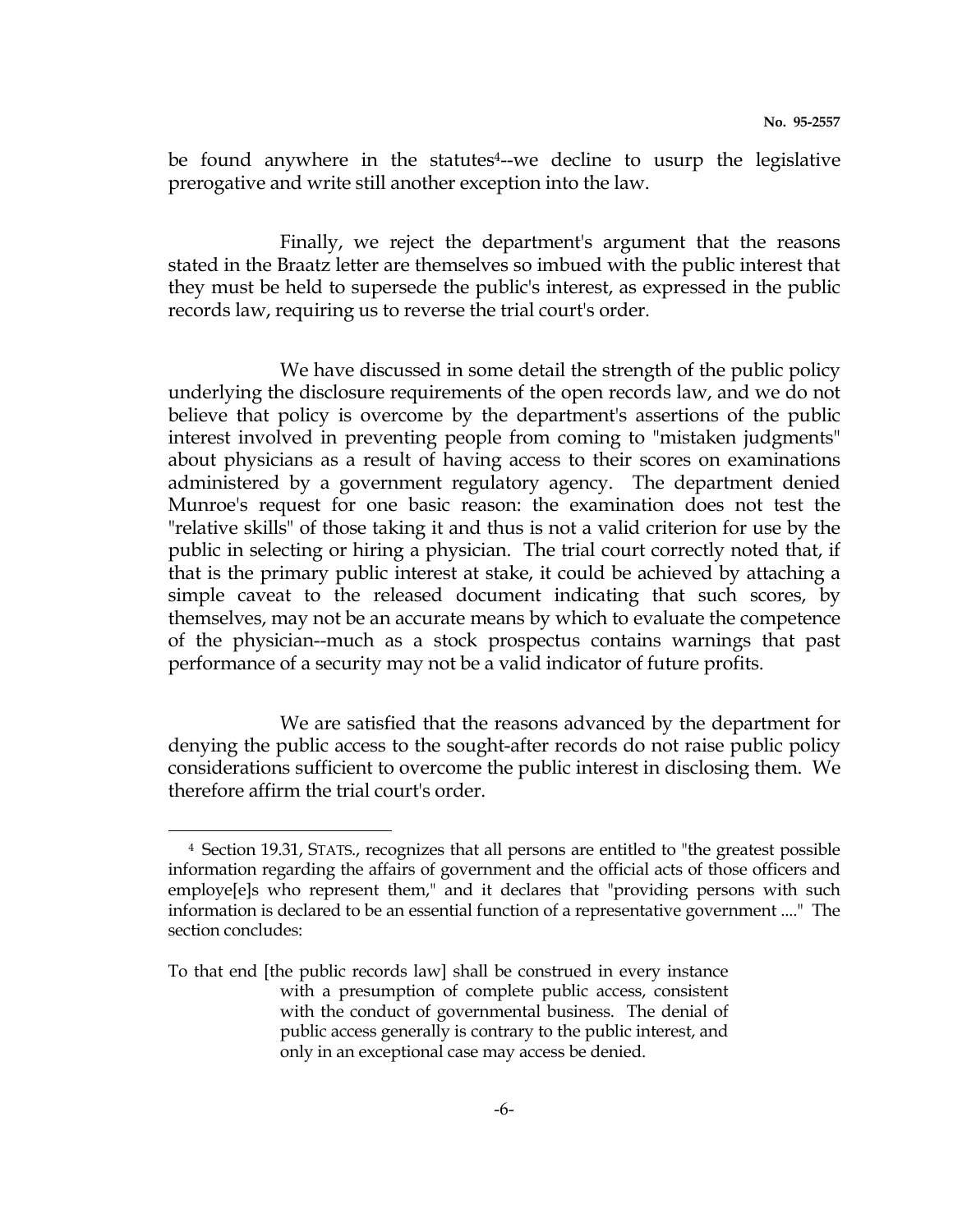be found anywhere in the statutes[4]--we decline to usurp the legislative prerogative and write still another exception into the law.

Finally, we reject the department's argument that the reasons stated in the Braatz letter are themselves so imbued with the public interest that they must be held to supersede the public's interest, as expressed in the public records law, requiring us to reverse the trial court's order.

We have discussed in some detail the strength of the public policy underlying the disclosure requirements of the open records law, and we do not believe that policy is overcome by the department's assertions of the public interest involved in preventing people from coming to "mistaken judgments" about physicians as a result of having access to their scores on examinations administered by a government regulatory agency. The department denied Munroe's request for one basic reason: the examination does not test the "relative skills" of those taking it and thus is not a valid criterion for use by the public in selecting or hiring a physician. The trial court correctly noted that, if that is the primary public interest at stake, it could be achieved by attaching a simple caveat to the released document indicating that such scores, by themselves, may not be an accurate means by which to evaluate the competence of the physician--much as a stock prospectus contains warnings that past performance of a security may not be a valid indicator of future profits.

We are satisfied that the reasons advanced by the department for denying the public access to the sought-after records do not raise public policy considerations sufficient to overcome the public interest in disclosing them. We therefore affirm the trial court's order.

---

[4] Section 19.31, STATS., recognizes that all persons are entitled to "the greatest possible information regarding the affairs of government and the official acts of those officers and employe[e]s who represent them," and it declares that "providing persons with such information is declared to be an essential function of a representative government ...." The section concludes:

> To that end [the public records law] shall be construed in every instance with a presumption of complete public access, consistent with the conduct of governmental business. The denial of public access generally is contrary to the public interest, and only in an exceptional case may access be denied.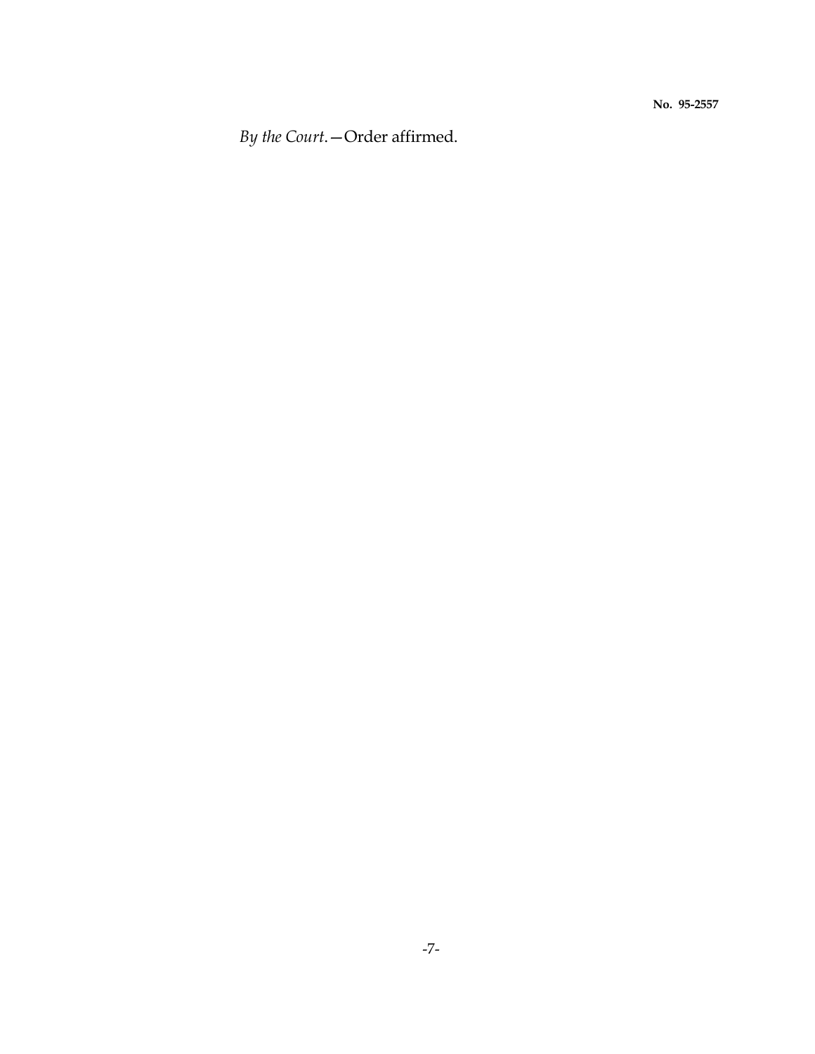*By the Court*.—Order affirmed.